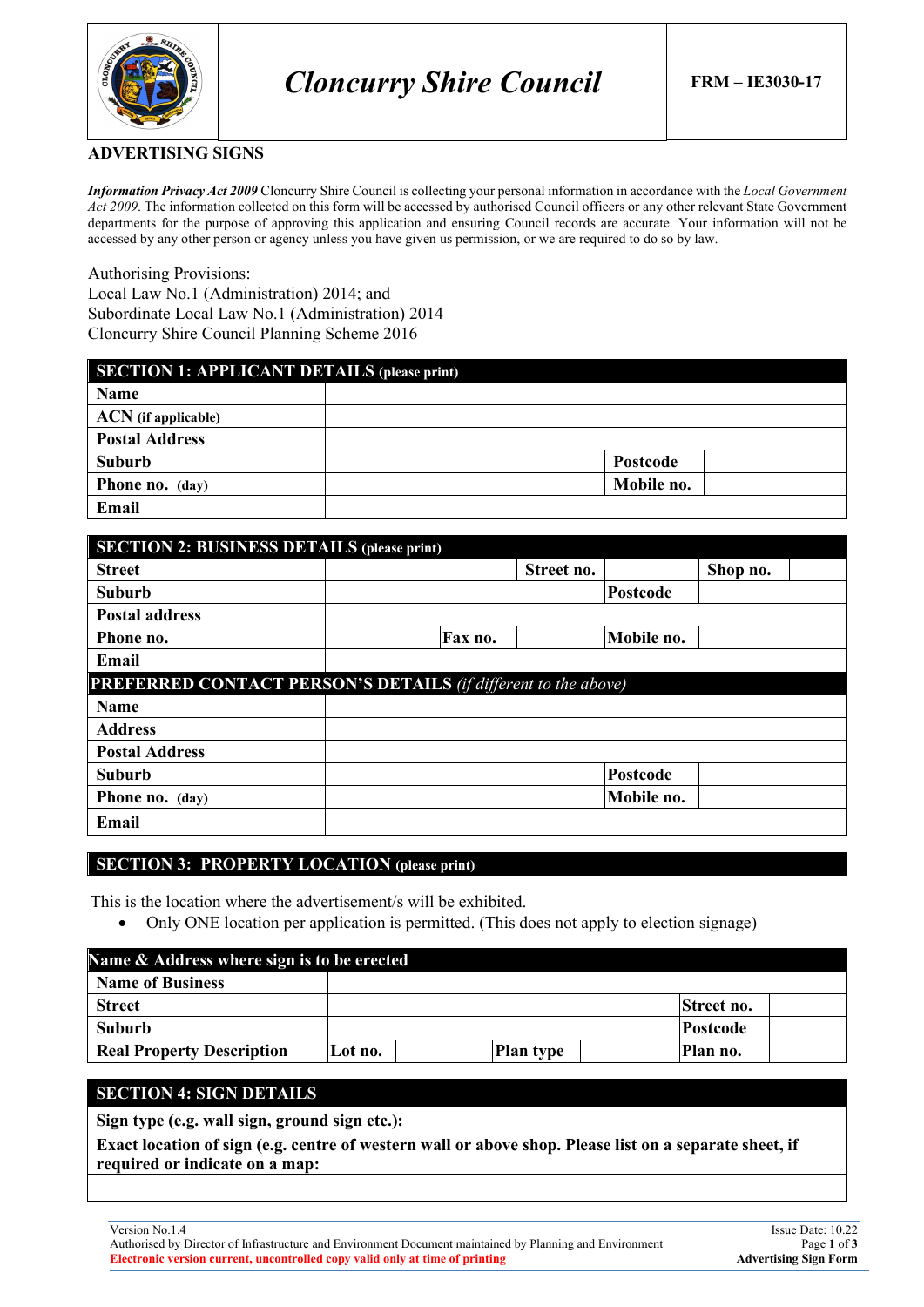# Cloncurry Shire Council

**FRM – IE3030-17**

## ADVERTISING SIGNS

***Information Privacy Act 2009*** Cloncurry Shire Council is collecting your personal information in accordance with the *Local Government Act 2009*. The information collected on this form will be accessed by authorised Council officers or any other relevant State Government departments for the purpose of approving this application and ensuring Council records are accurate. Your information will not be accessed by any other person or agency unless you have given us permission, or we are required to do so by law.

Authorising Provisions:
Local Law No.1 (Administration) 2014; and
Subordinate Local Law No.1 (Administration) 2014
Cloncurry Shire Council Planning Scheme 2016

| **SECTION 1: APPLICANT DETAILS (please print)** | | | |
|---|---|---|---|
| **Name** | | | |
| **ACN (if applicable)** | | | |
| **Postal Address** | | | |
| **Suburb** | | **Postcode** | |
| **Phone no. (day)** | | **Mobile no.** | |
| **Email** | | | |

| **SECTION 2: BUSINESS DETAILS (please print)** | | | | | | |
|---|---|---|---|---|---|---|
| **Street** | | | **Street no.** | | **Shop no.** | |
| **Suburb** | | | | **Postcode** | | |
| **Postal address** | | | | | | |
| **Phone no.** | | **Fax no.** | | **Mobile no.** | | |
| **Email** | | | | | | |
| **PREFERRED CONTACT PERSON'S DETAILS** *(if different to the above)* | | | | | | |
| **Name** | | | | | | |
| **Address** | | | | | | |
| **Postal Address** | | | | | | |
| **Suburb** | | | | **Postcode** | | |
| **Phone no. (day)** | | | | **Mobile no.** | | |
| **Email** | | | | | | |

## SECTION 3: PROPERTY LOCATION (please print)

This is the location where the advertisement/s will be exhibited.

- Only ONE location per application is permitted. (This does not apply to election signage)

| **Name & Address where sign is to be erected** | | | | | | |
|---|---|---|---|---|---|---|
| **Name of Business** | | | | | | |
| **Street** | | | | | **Street no.** | |
| **Suburb** | | | | | **Postcode** | |
| **Real Property Description** | **Lot no.** | | **Plan type** | | **Plan no.** | |

| **SECTION 4: SIGN DETAILS** |
|---|
| **Sign type (e.g. wall sign, ground sign etc.):** |
| **Exact location of sign (e.g. centre of western wall or above shop. Please list on a separate sheet, if required or indicate on a map:** |
| |

Version No.1.4
Authorised by Director of Infrastructure and Environment Document maintained by Planning and Environment
**Electronic version current, uncontrolled copy valid only at time of printing**

Issue Date: 10.22
**Advertising Sign Form**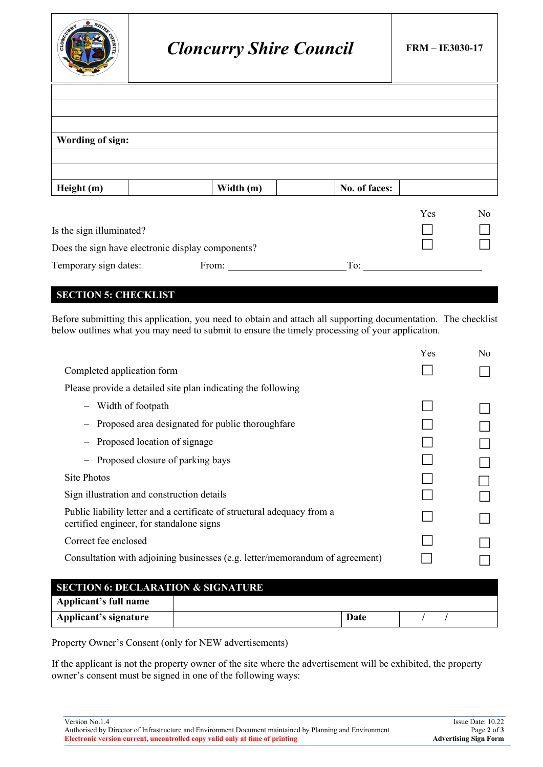| Cloncurry Shire Council | FRM – IE3030-17 |
|---|---|

| | | | | | |
|---|---|---|---|---|---|
| | | | | | |
| | | | | | |
| | | | | | |
| **Wording of sign:** | | | | | |
| | | | | | |
| | | | | | |
| **Height (m)** | | **Width (m)** | | **No. of faces:** | |

| | Yes | No |
|---|---|---|
| Is the sign illuminated? | ☐ | ☐ |
| Does the sign have electronic display components? | ☐ | ☐ |

Temporary sign dates: From: ______________________ To: ______________________

## SECTION 5: CHECKLIST

Before submitting this application, you need to obtain and attach all supporting documentation. The checklist below outlines what you may need to submit to ensure the timely processing of your application.

| | Yes | No |
|---|---|---|
| Completed application form | ☐ | ☐ |
| Please provide a detailed site plan indicating the following | | |
| – Width of footpath | ☐ | ☐ |
| – Proposed area designated for public thoroughfare | ☐ | ☐ |
| – Proposed location of signage | ☐ | ☐ |
| – Proposed closure of parking bays | ☐ | ☐ |
| Site Photos | ☐ | ☐ |
| Sign illustration and construction details | ☐ | ☐ |
| Public liability letter and a certificate of structural adequacy from a certified engineer, for standalone signs | ☐ | ☐ |
| Correct fee enclosed | ☐ | ☐ |
| Consultation with adjoining businesses (e.g. letter/memorandum of agreement) | ☐ | ☐ |

## SECTION 6: DECLARATION & SIGNATURE

| | | | |
|---|---|---|---|
| **Applicant's full name** | | | |
| **Applicant's signature** | | **Date** | / / |

Property Owner's Consent (only for NEW advertisements)

If the applicant is not the property owner of the site where the advertisement will be exhibited, the property owner's consent must be signed in one of the following ways:

Version No.1.4
Authorised by Director of Infrastructure and Environment Document maintained by Planning and Environment
**Electronic version current, uncontrolled copy valid only at time of printing**

Issue Date: 10.22
**Advertising Sign Form**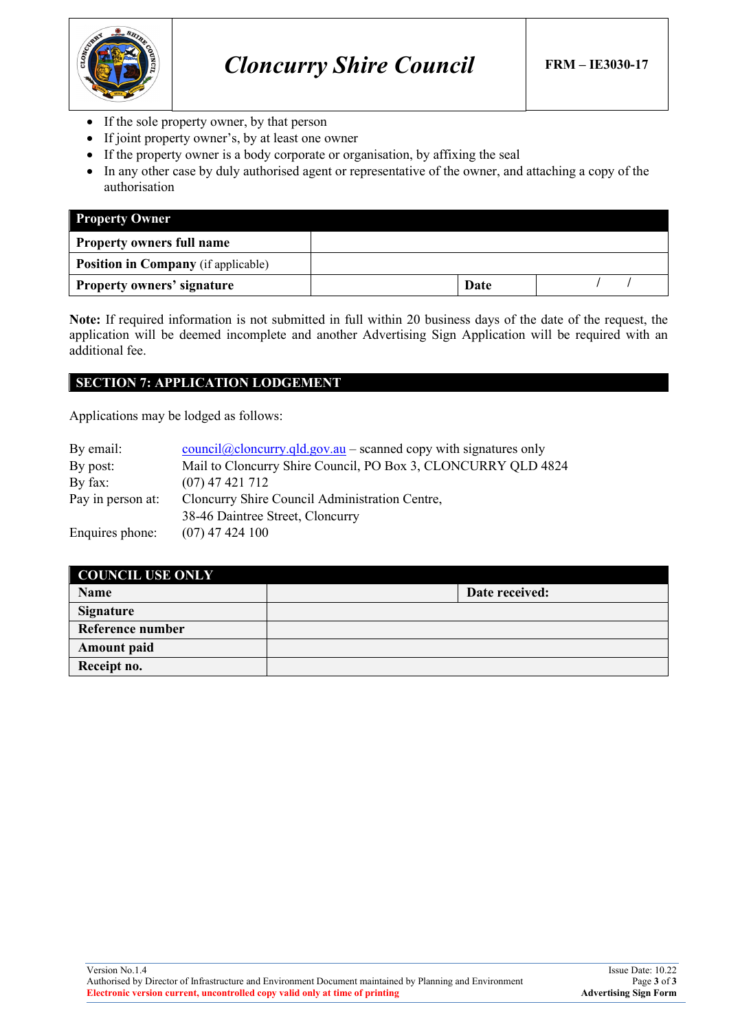- If the sole property owner, by that person
- If joint property owner's, by at least one owner
- If the property owner is a body corporate or organisation, by affixing the seal
- In any other case by duly authorised agent or representative of the owner, and attaching a copy of the authorisation

| **Property Owner** | | | |
|---|---|---|---|
| **Property owners full name** | | | |
| **Position in Company** (if applicable) | | | |
| **Property owners' signature** | | **Date** | / / |

**Note:** If required information is not submitted in full within 20 business days of the date of the request, the application will be deemed incomplete and another Advertising Sign Application will be required with an additional fee.

## SECTION 7: APPLICATION LODGEMENT

Applications may be lodged as follows:

| | |
|---|---|
| By email: | council@cloncurry.qld.gov.au – scanned copy with signatures only |
| By post: | Mail to Cloncurry Shire Council, PO Box 3, CLONCURRY QLD 4824 |
| By fax: | (07) 47 421 712 |
| Pay in person at: | Cloncurry Shire Council Administration Centre, 38-46 Daintree Street, Cloncurry |
| Enquires phone: | (07) 47 424 100 |

| **COUNCIL USE ONLY** | | |
|---|---|---|
| **Name** | | **Date received:** |
| **Signature** | | |
| **Reference number** | | |
| **Amount paid** | | |
| **Receipt no.** | | |